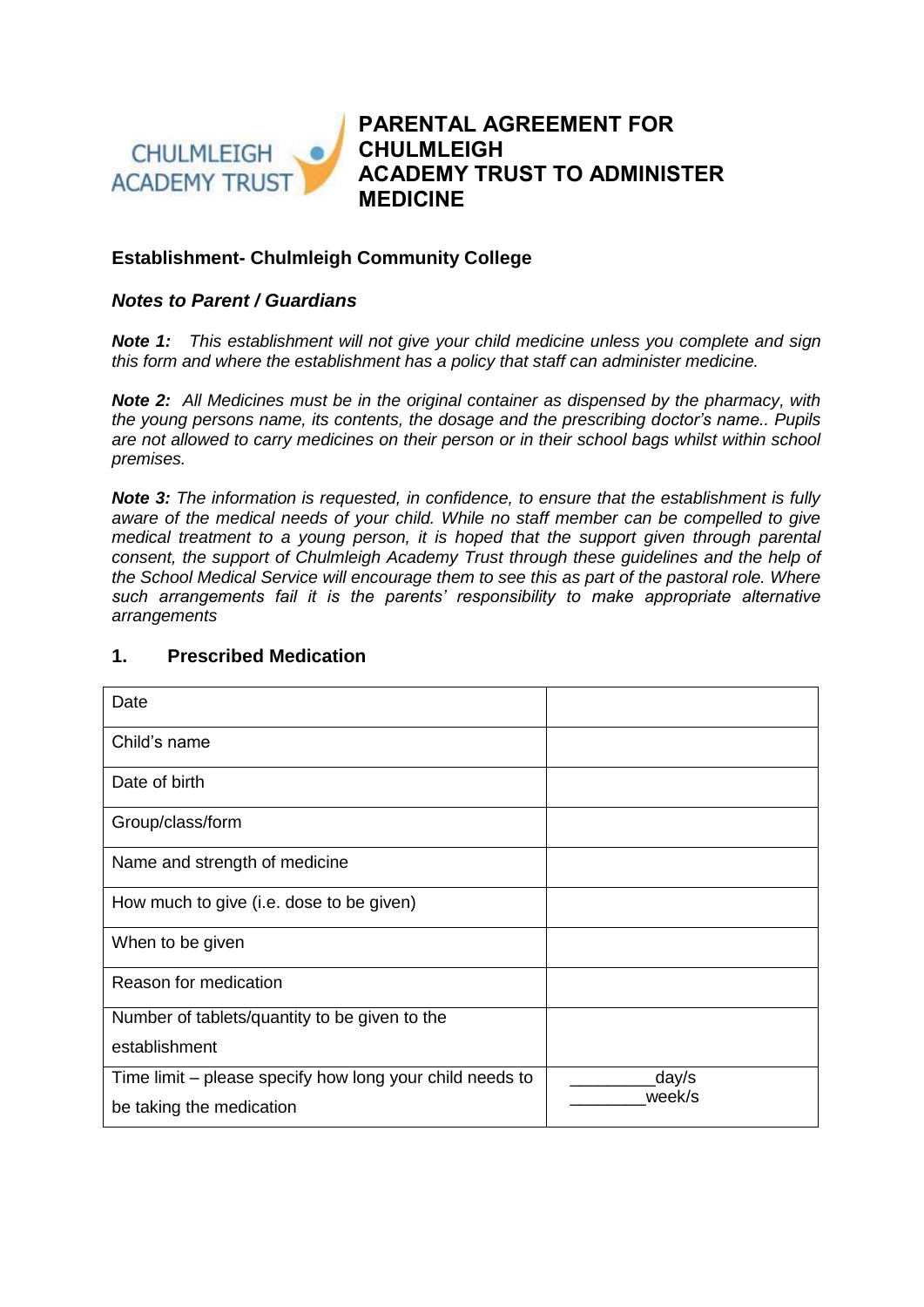CHULMLEIGH ACADEMY TRUST

# PARENTAL AGREEMENT FOR CHULMLEIGH ACADEMY TRUST TO ADMINISTER MEDICINE

### Establishment- Chulmleigh Community College

### *Notes to Parent / Guardians*

***Note 1:*** *This establishment will not give your child medicine unless you complete and sign this form and where the establishment has a policy that staff can administer medicine.*

***Note 2:*** *All Medicines must be in the original container as dispensed by the pharmacy, with the young persons name, its contents, the dosage and the prescribing doctor's name.. Pupils are not allowed to carry medicines on their person or in their school bags whilst within school premises.*

***Note 3:*** *The information is requested, in confidence, to ensure that the establishment is fully aware of the medical needs of your child. While no staff member can be compelled to give medical treatment to a young person, it is hoped that the support given through parental consent, the support of Chulmleigh Academy Trust through these guidelines and the help of the School Medical Service will encourage them to see this as part of the pastoral role. Where such arrangements fail it is the parents' responsibility to make appropriate alternative arrangements*

## 1. Prescribed Medication

| | |
|---|---|
| Date | |
| Child's name | |
| Date of birth | |
| Group/class/form | |
| Name and strength of medicine | |
| How much to give (i.e. dose to be given) | |
| When to be given | |
| Reason for medication | |
| Number of tablets/quantity to be given to the establishment | |
| Time limit – please specify how long your child needs to be taking the medication | _________day/s<br>________week/s |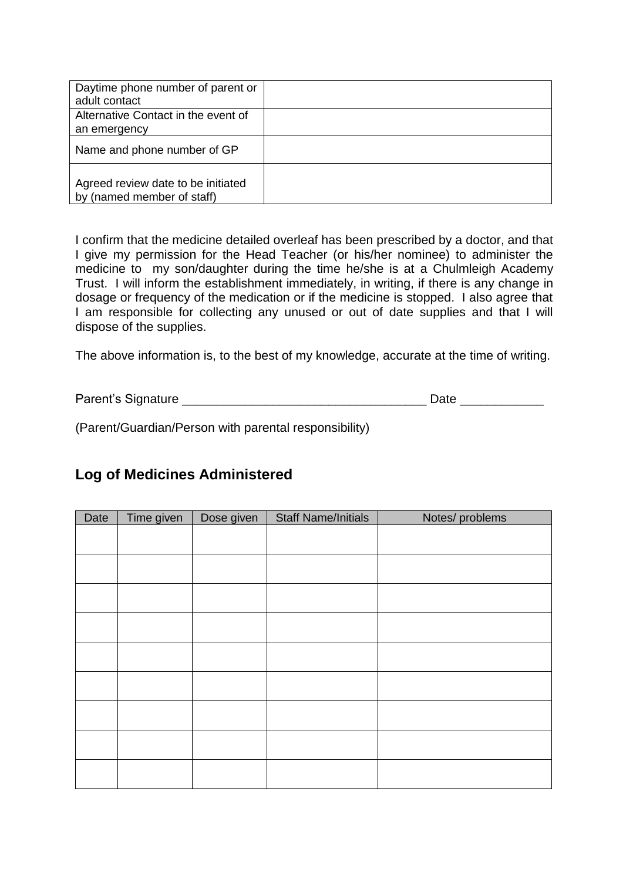| | |
|---|---|
| Daytime phone number of parent or adult contact | |
| Alternative Contact in the event of an emergency | |
| Name and phone number of GP | |
| Agreed review date to be initiated by (named member of staff) | |

I confirm that the medicine detailed overleaf has been prescribed by a doctor, and that I give my permission for the Head Teacher (or his/her nominee) to administer the medicine to my son/daughter during the time he/she is at a Chulmleigh Academy Trust. I will inform the establishment immediately, in writing, if there is any change in dosage or frequency of the medication or if the medicine is stopped. I also agree that I am responsible for collecting any unused or out of date supplies and that I will dispose of the supplies.

The above information is, to the best of my knowledge, accurate at the time of writing.

Parent's Signature ___________________________________ Date ____________

(Parent/Guardian/Person with parental responsibility)

## Log of Medicines Administered

| Date | Time given | Dose given | Staff Name/Initials | Notes/ problems |
|---|---|---|---|---|
| | | | | |
| | | | | |
| | | | | |
| | | | | |
| | | | | |
| | | | | |
| | | | | |
| | | | | |
| | | | | |